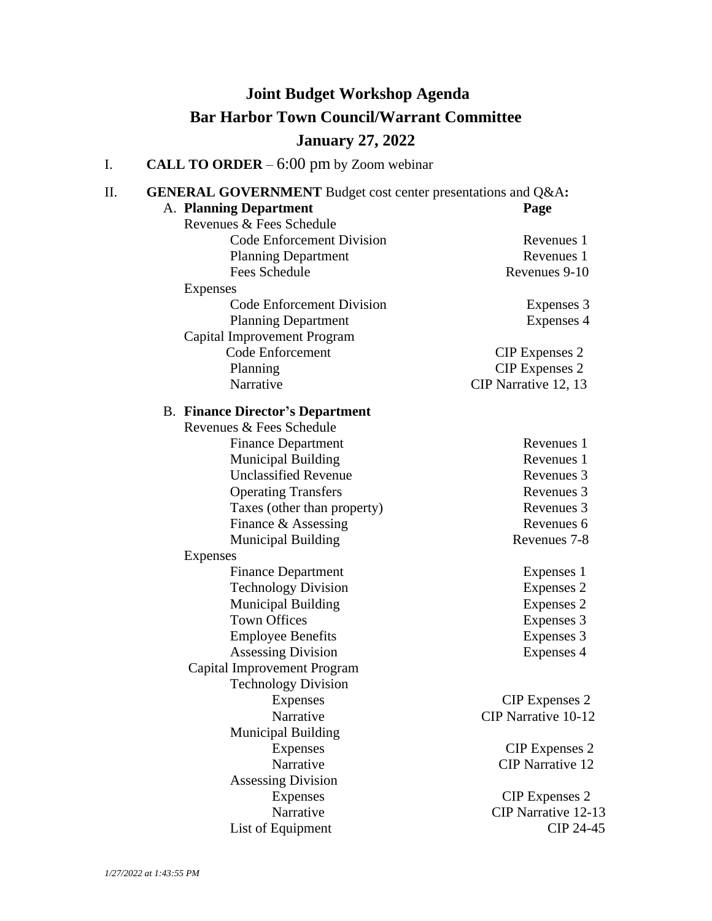# Joint Budget Workshop Agenda

## Bar Harbor Town Council/Warrant Committee

## January 27, 2022

I. **CALL TO ORDER** – 6:00 pm by Zoom webinar

II. **GENERAL GOVERNMENT** Budget cost center presentations and Q&A**:**

A. **Planning Department**

| | **Page** |
|---|---|
| Revenues & Fees Schedule | |
| Code Enforcement Division | Revenues 1 |
| Planning Department | Revenues 1 |
| Fees Schedule | Revenues 9-10 |
| Expenses | |
| Code Enforcement Division | Expenses 3 |
| Planning Department | Expenses 4 |
| Capital Improvement Program | |
| Code Enforcement | CIP Expenses 2 |
| Planning | CIP Expenses 2 |
| Narrative | CIP Narrative 12, 13 |

B. **Finance Director's Department**

| | |
|---|---|
| Revenues & Fees Schedule | |
| Finance Department | Revenues 1 |
| Municipal Building | Revenues 1 |
| Unclassified Revenue | Revenues 3 |
| Operating Transfers | Revenues 3 |
| Taxes (other than property) | Revenues 3 |
| Finance & Assessing | Revenues 6 |
| Municipal Building | Revenues 7-8 |
| Expenses | |
| Finance Department | Expenses 1 |
| Technology Division | Expenses 2 |
| Municipal Building | Expenses 2 |
| Town Offices | Expenses 3 |
| Employee Benefits | Expenses 3 |
| Assessing Division | Expenses 4 |
| Capital Improvement Program | |
| Technology Division | |
| Expenses | CIP Expenses 2 |
| Narrative | CIP Narrative 10-12 |
| Municipal Building | |
| Expenses | CIP Expenses 2 |
| Narrative | CIP Narrative 12 |
| Assessing Division | |
| Expenses | CIP Expenses 2 |
| Narrative | CIP Narrative 12-13 |
| List of Equipment | CIP 24-45 |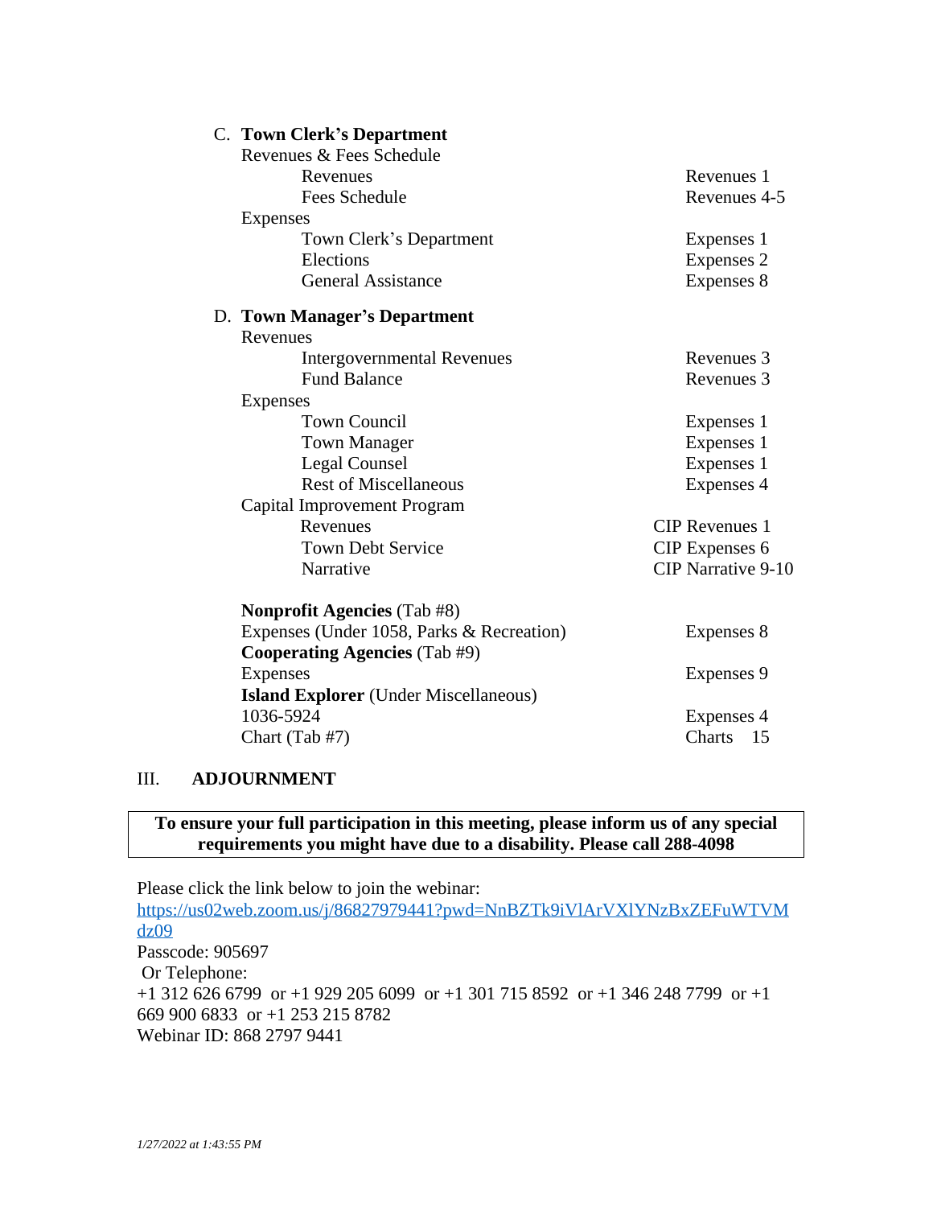C. **Town Clerk's Department**

Revenues & Fees Schedule

| | |
|---|---|
| Revenues | Revenues 1 |
| Fees Schedule | Revenues 4-5 |

Expenses

| | |
|---|---|
| Town Clerk's Department | Expenses 1 |
| Elections | Expenses 2 |
| General Assistance | Expenses 8 |

D. **Town Manager's Department**

Revenues

| | |
|---|---|
| Intergovernmental Revenues | Revenues 3 |
| Fund Balance | Revenues 3 |

Expenses

| | |
|---|---|
| Town Council | Expenses 1 |
| Town Manager | Expenses 1 |
| Legal Counsel | Expenses 1 |
| Rest of Miscellaneous | Expenses 4 |

Capital Improvement Program

| | |
|---|---|
| Revenues | CIP Revenues 1 |
| Town Debt Service | CIP Expenses 6 |
| Narrative | CIP Narrative 9-10 |

**Nonprofit Agencies** (Tab #8)

| | |
|---|---|
| Expenses (Under 1058, Parks & Recreation) | Expenses 8 |

**Cooperating Agencies** (Tab #9)

| | |
|---|---|
| Expenses | Expenses 9 |

**Island Explorer** (Under Miscellaneous)

| | |
|---|---|
| 1036-5924 | Expenses 4 |
| Chart (Tab #7) | Charts 15 |

## III. ADJOURNMENT

**To ensure your full participation in this meeting, please inform us of any special requirements you might have due to a disability. Please call 288-4098**

Please click the link below to join the webinar:
https://us02web.zoom.us/j/86827979441?pwd=NnBZTk9iVlArVXlYNzBxZEFuWTVMdz09
Passcode: 905697
Or Telephone:
+1 312 626 6799 or +1 929 205 6099 or +1 301 715 8592 or +1 346 248 7799 or +1 669 900 6833 or +1 253 215 8782
Webinar ID: 868 2797 9441

*1/27/2022 at 1:43:55 PM*